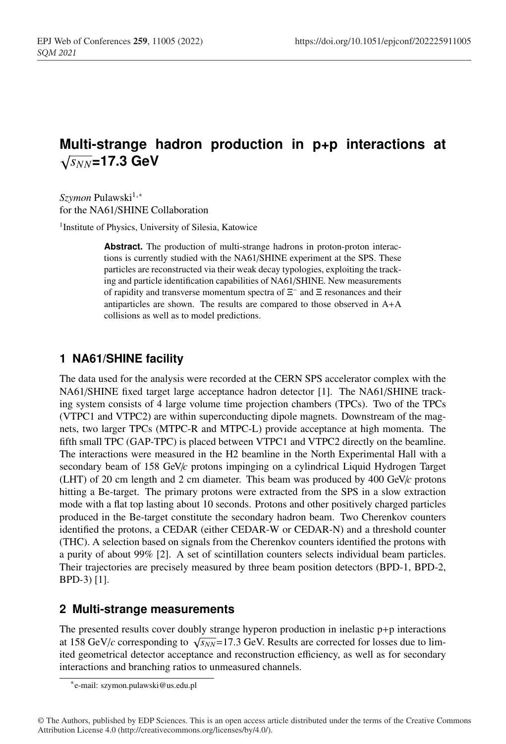# Multi-strange hadron production in p+p interactions at $\sqrt{s_{NN}}$=17.3 GeV

*Szymon* Pulawski[1,*]
for the NA61/SHINE Collaboration

[1]Institute of Physics, University of Silesia, Katowice

**Abstract.** The production of multi-strange hadrons in proton-proton interactions is currently studied with the NA61/SHINE experiment at the SPS. These particles are reconstructed via their weak decay typologies, exploiting the tracking and particle identification capabilities of NA61/SHINE. New measurements of rapidity and transverse momentum spectra of $\Xi^-$ and $\Xi$ resonances and their antiparticles are shown. The results are compared to those observed in A+A collisions as well as to model predictions.

## 1 NA61/SHINE facility

The data used for the analysis were recorded at the CERN SPS accelerator complex with the NA61/SHINE fixed target large acceptance hadron detector [1]. The NA61/SHINE tracking system consists of 4 large volume time projection chambers (TPCs). Two of the TPCs (VTPC1 and VTPC2) are within superconducting dipole magnets. Downstream of the magnets, two larger TPCs (MTPC-R and MTPC-L) provide acceptance at high momenta. The fifth small TPC (GAP-TPC) is placed between VTPC1 and VTPC2 directly on the beamline. The interactions were measured in the H2 beamline in the North Experimental Hall with a secondary beam of 158 GeV/*c* protons impinging on a cylindrical Liquid Hydrogen Target (LHT) of 20 cm length and 2 cm diameter. This beam was produced by 400 GeV/*c* protons hitting a Be-target. The primary protons were extracted from the SPS in a slow extraction mode with a flat top lasting about 10 seconds. Protons and other positively charged particles produced in the Be-target constitute the secondary hadron beam. Two Cherenkov counters identified the protons, a CEDAR (either CEDAR-W or CEDAR-N) and a threshold counter (THC). A selection based on signals from the Cherenkov counters identified the protons with a purity of about 99% [2]. A set of scintillation counters selects individual beam particles. Their trajectories are precisely measured by three beam position detectors (BPD-1, BPD-2, BPD-3) [1].

## 2 Multi-strange measurements

The presented results cover doubly strange hyperon production in inelastic p+p interactions at 158 GeV/*c* corresponding to $\sqrt{s_{NN}}$=17.3 GeV. Results are corrected for losses due to limited geometrical detector acceptance and reconstruction efficiency, as well as for secondary interactions and branching ratios to unmeasured channels.

*e-mail: szymon.pulawski@us.edu.pl

© The Authors, published by EDP Sciences. This is an open access article distributed under the terms of the Creative Commons Attribution License 4.0 (http://creativecommons.org/licenses/by/4.0/).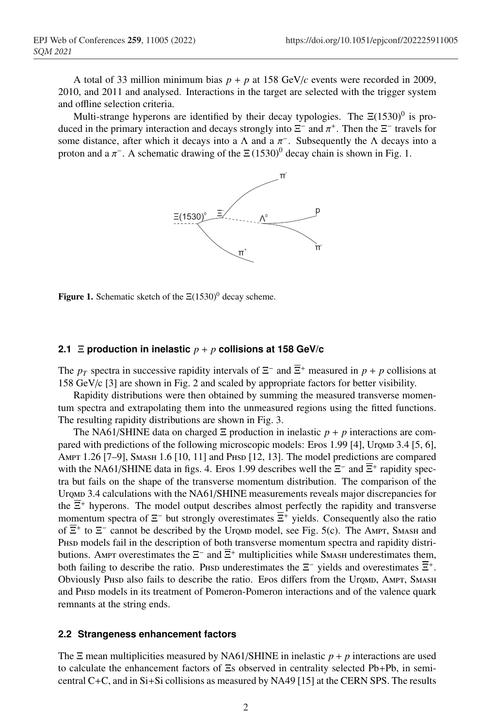A total of 33 million minimum bias $p + p$ at 158 GeV/$c$ events were recorded in 2009, 2010, and 2011 and analysed. Interactions in the target are selected with the trigger system and offline selection criteria.

Multi-strange hyperons are identified by their decay typologies. The $\Xi(1530)^0$ is produced in the primary interaction and decays strongly into $\Xi^-$ and $\pi^+$. Then the $\Xi^-$ travels for some distance, after which it decays into a $\Lambda$ and a $\pi^-$. Subsequently the $\Lambda$ decays into a proton and a $\pi^-$. A schematic drawing of the $\Xi\,(1530)^0$ decay chain is shown in Fig. 1.

**Figure 1.** Schematic sketch of the $\Xi(1530)^0$ decay scheme.

### 2.1 $\Xi$ production in inelastic $p + p$ collisions at 158 GeV/c

The $p_T$ spectra in successive rapidity intervals of $\Xi^-$ and $\overline{\Xi}^+$ measured in $p + p$ collisions at 158 GeV/c [3] are shown in Fig. 2 and scaled by appropriate factors for better visibility.

Rapidity distributions were then obtained by summing the measured transverse momentum spectra and extrapolating them into the unmeasured regions using the fitted functions. The resulting rapidity distributions are shown in Fig. 3.

The NA61/SHINE data on charged $\Xi$ production in inelastic $p + p$ interactions are compared with predictions of the following microscopic models: Epos 1.99 [4], UrQMD 3.4 [5, 6], Ampt 1.26 [7–9], Smash 1.6 [10, 11] and Phsd [12, 13]. The model predictions are compared with the NA61/SHINE data in figs. 4. Epos 1.99 describes well the $\Xi^-$ and $\overline{\Xi}^+$ rapidity spectra but fails on the shape of the transverse momentum distribution. The comparison of the UrQMD 3.4 calculations with the NA61/SHINE measurements reveals major discrepancies for the $\overline{\Xi}^+$ hyperons. The model output describes almost perfectly the rapidity and transverse momentum spectra of $\Xi^-$ but strongly overestimates $\overline{\Xi}^+$ yields. Consequently also the ratio of $\overline{\Xi}^+$ to $\Xi^-$ cannot be described by the UrQMD model, see Fig. 5(c). The Ampt, Smash and Phsd models fail in the description of both transverse momentum spectra and rapidity distributions. Ampt overestimates the $\Xi^-$ and $\overline{\Xi}^+$ multiplicities while Smash underestimates them, both failing to describe the ratio. Phsd underestimates the $\Xi^-$ yields and overestimates $\overline{\Xi}^+$. Obviously Phsd also fails to describe the ratio. Epos differs from the UrQMD, Ampt, Smash and Phsd models in its treatment of Pomeron-Pomeron interactions and of the valence quark remnants at the string ends.

### 2.2 Strangeness enhancement factors

The $\Xi$ mean multiplicities measured by NA61/SHINE in inelastic $p + p$ interactions are used to calculate the enhancement factors of $\Xi$s observed in centrality selected Pb+Pb, in semi-central C+C, and in Si+Si collisions as measured by NA49 [15] at the CERN SPS. The results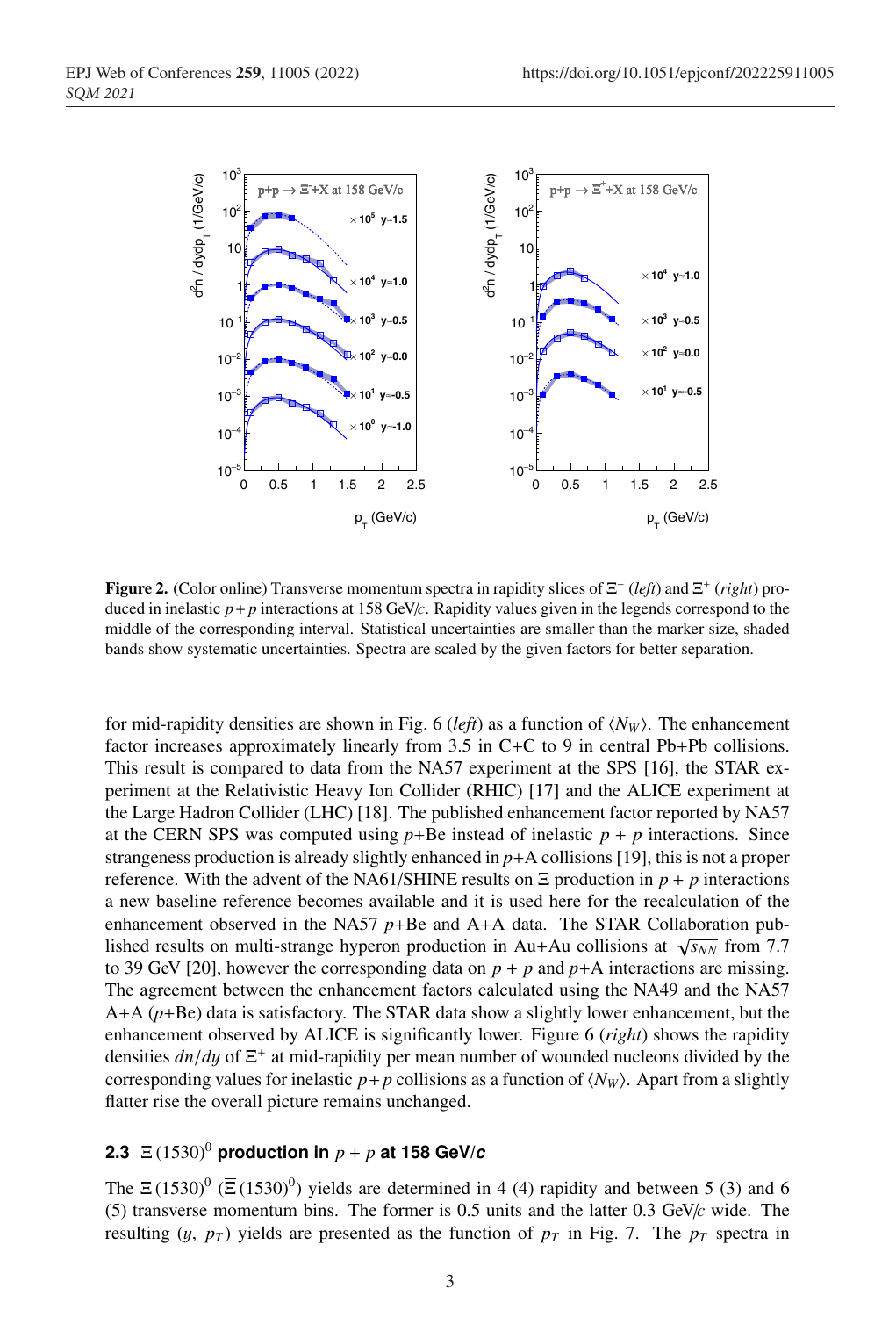**Figure 2.** (Color online) Transverse momentum spectra in rapidity slices of $\Xi^-$ (*left*) and $\overline{\Xi}^+$ (*right*) produced in inelastic $p+p$ interactions at 158 GeV/$c$. Rapidity values given in the legends correspond to the middle of the corresponding interval. Statistical uncertainties are smaller than the marker size, shaded bands show systematic uncertainties. Spectra are scaled by the given factors for better separation.

for mid-rapidity densities are shown in Fig. 6 (*left*) as a function of $\langle N_W \rangle$. The enhancement factor increases approximately linearly from 3.5 in C+C to 9 in central Pb+Pb collisions. This result is compared to data from the NA57 experiment at the SPS [16], the STAR experiment at the Relativistic Heavy Ion Collider (RHIC) [17] and the ALICE experiment at the Large Hadron Collider (LHC) [18]. The published enhancement factor reported by NA57 at the CERN SPS was computed using $p$+Be instead of inelastic $p + p$ interactions. Since strangeness production is already slightly enhanced in $p$+A collisions [19], this is not a proper reference. With the advent of the NA61/SHINE results on $\Xi$ production in $p + p$ interactions a new baseline reference becomes available and it is used here for the recalculation of the enhancement observed in the NA57 $p$+Be and A+A data. The STAR Collaboration published results on multi-strange hyperon production in Au+Au collisions at $\sqrt{s_{NN}}$ from 7.7 to 39 GeV [20], however the corresponding data on $p + p$ and $p$+A interactions are missing. The agreement between the enhancement factors calculated using the NA49 and the NA57 A+A ($p$+Be) data is satisfactory. The STAR data show a slightly lower enhancement, but the enhancement observed by ALICE is significantly lower. Figure 6 (*right*) shows the rapidity densities $dn/dy$ of $\overline{\Xi}^+$ at mid-rapidity per mean number of wounded nucleons divided by the corresponding values for inelastic $p+p$ collisions as a function of $\langle N_W \rangle$. Apart from a slightly flatter rise the overall picture remains unchanged.

### 2.3 $\Xi(1530)^0$ production in $p + p$ at 158 GeV/$c$

The $\Xi(1530)^0$ ($\overline{\Xi}(1530)^0$) yields are determined in 4 (4) rapidity and between 5 (3) and 6 (5) transverse momentum bins. The former is 0.5 units and the latter 0.3 GeV/$c$ wide. The resulting ($y$, $p_T$) yields are presented as the function of $p_T$ in Fig. 7. The $p_T$ spectra in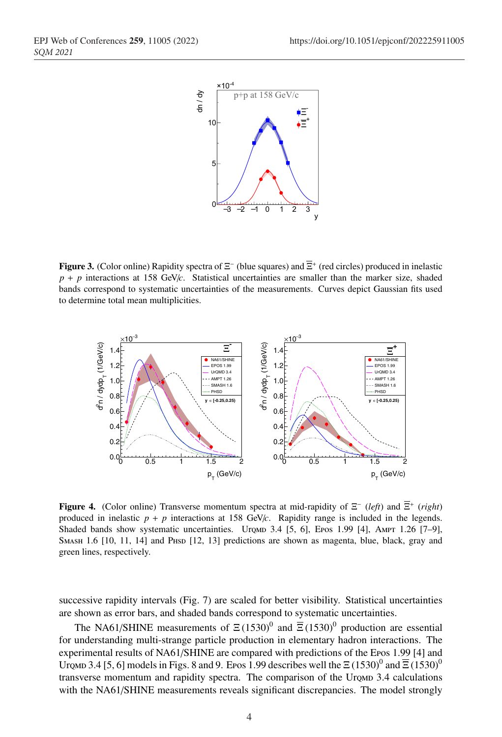**Figure 3.** (Color online) Rapidity spectra of $\Xi^-$ (blue squares) and $\overline{\Xi}^+$ (red circles) produced in inelastic $p + p$ interactions at 158 GeV/$c$. Statistical uncertainties are smaller than the marker size, shaded bands correspond to systematic uncertainties of the measurements. Curves depict Gaussian fits used to determine total mean multiplicities.

**Figure 4.** (Color online) Transverse momentum spectra at mid-rapidity of $\Xi^-$ (*left*) and $\overline{\Xi}^+$ (*right*) produced in inelastic $p + p$ interactions at 158 GeV/$c$. Rapidity range is included in the legends. Shaded bands show systematic uncertainties. UrQMD 3.4 [5, 6], Epos 1.99 [4], Ampt 1.26 [7–9], Smash 1.6 [10, 11, 14] and Phsd [12, 13] predictions are shown as magenta, blue, black, gray and green lines, respectively.

successive rapidity intervals (Fig. 7) are scaled for better visibility. Statistical uncertainties are shown as error bars, and shaded bands correspond to systematic uncertainties.

The NA61/SHINE measurements of $\Xi(1530)^0$ and $\overline{\Xi}(1530)^0$ production are essential for understanding multi-strange particle production in elementary hadron interactions. The experimental results of NA61/SHINE are compared with predictions of the Epos 1.99 [4] and UrQMD 3.4 [5, 6] models in Figs. 8 and 9. Epos 1.99 describes well the $\Xi(1530)^0$ and $\overline{\Xi}(1530)^0$ transverse momentum and rapidity spectra. The comparison of the UrQMD 3.4 calculations with the NA61/SHINE measurements reveals significant discrepancies. The model strongly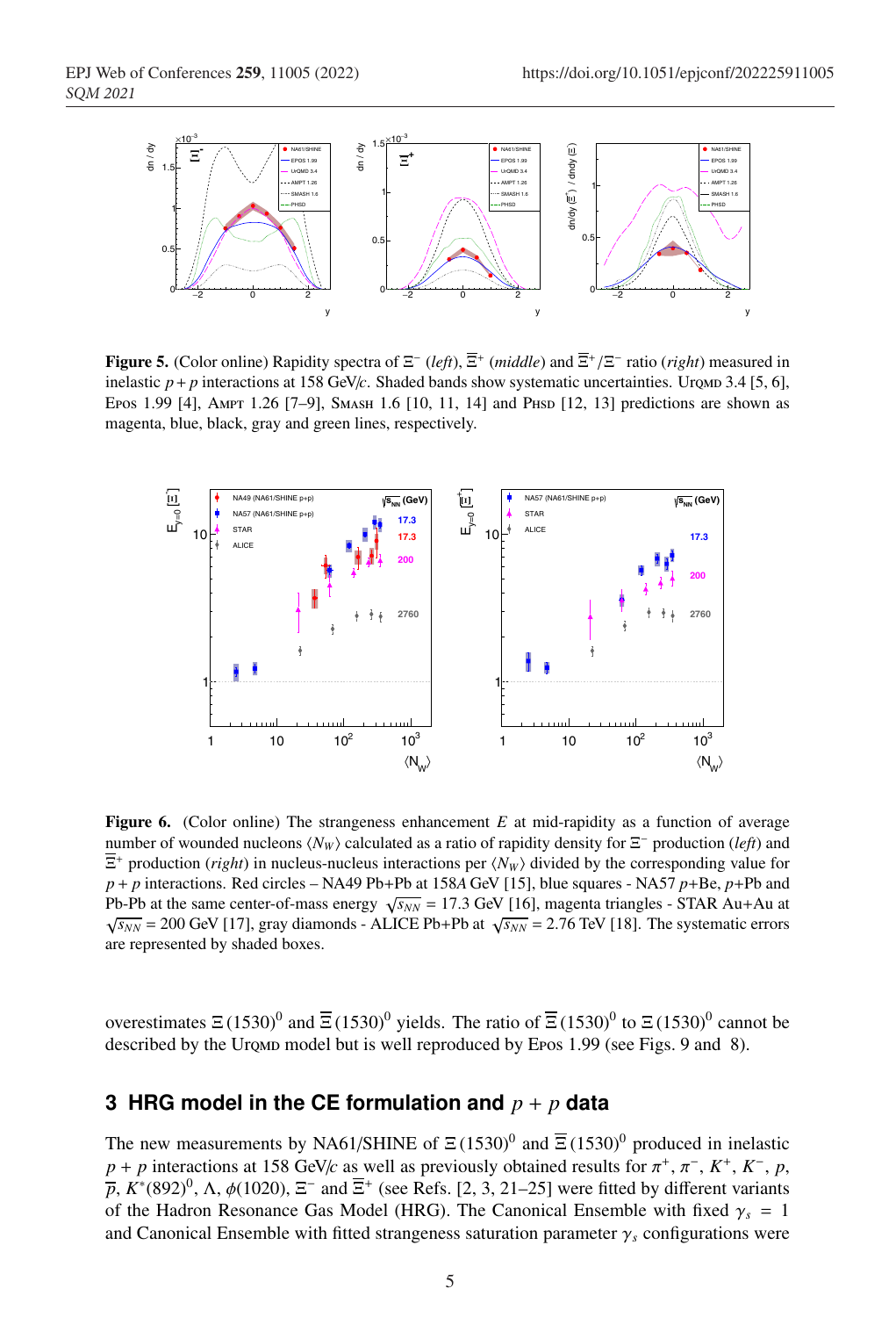**Figure 5.** (Color online) Rapidity spectra of $\Xi^-$ (*left*), $\overline{\Xi}^+$ (*middle*) and $\overline{\Xi}^+/\Xi^-$ ratio (*right*) measured in inelastic $p+p$ interactions at 158 GeV/$c$. Shaded bands show systematic uncertainties. UrQMD 3.4 [5, 6], Epos 1.99 [4], Ampt 1.26 [7–9], Smash 1.6 [10, 11, 14] and Phsd [12, 13] predictions are shown as magenta, blue, black, gray and green lines, respectively.

**Figure 6.** (Color online) The strangeness enhancement $E$ at mid-rapidity as a function of average number of wounded nucleons $\langle N_W \rangle$ calculated as a ratio of rapidity density for $\Xi^-$ production (*left*) and $\overline{\Xi}^+$ production (*right*) in nucleus-nucleus interactions per $\langle N_W \rangle$ divided by the corresponding value for $p+p$ interactions. Red circles – NA49 Pb+Pb at 158*A* GeV [15], blue squares - NA57 $p$+Be, $p$+Pb and Pb-Pb at the same center-of-mass energy $\sqrt{s_{NN}}$ = 17.3 GeV [16], magenta triangles - STAR Au+Au at $\sqrt{s_{NN}}$ = 200 GeV [17], gray diamonds - ALICE Pb+Pb at $\sqrt{s_{NN}}$ = 2.76 TeV [18]. The systematic errors are represented by shaded boxes.

overestimates $\Xi(1530)^0$ and $\overline{\Xi}(1530)^0$ yields. The ratio of $\overline{\Xi}(1530)^0$ to $\Xi(1530)^0$ cannot be described by the UrQMD model but is well reproduced by Epos 1.99 (see Figs. 9 and 8).

## 3 HRG model in the CE formulation and $p + p$ data

The new measurements by NA61/SHINE of $\Xi(1530)^0$ and $\overline{\Xi}(1530)^0$ produced in inelastic $p + p$ interactions at 158 GeV/$c$ as well as previously obtained results for $\pi^+$, $\pi^-$, $K^+$, $K^-$, $p$, $\overline{p}$, $K^*(892)^0$, $\Lambda$, $\phi(1020)$, $\Xi^-$ and $\overline{\Xi}^+$ (see Refs. [2, 3, 21–25] were fitted by different variants of the Hadron Resonance Gas Model (HRG). The Canonical Ensemble with fixed $\gamma_s = 1$ and Canonical Ensemble with fitted strangeness saturation parameter $\gamma_s$ configurations were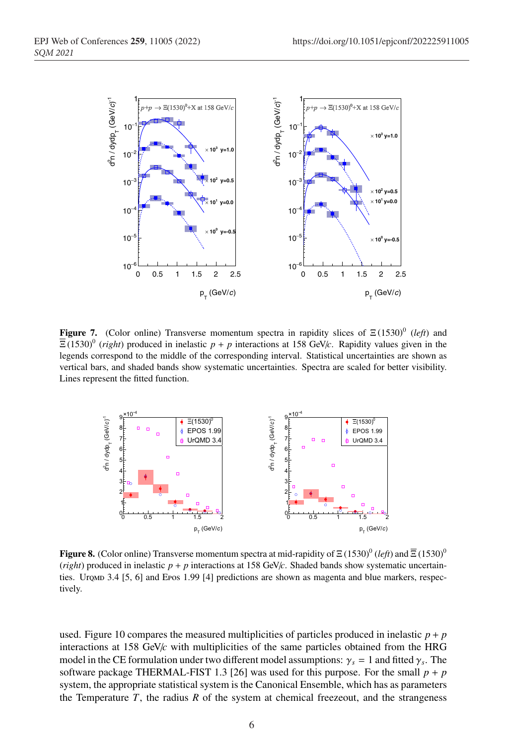**Figure 7.** (Color online) Transverse momentum spectra in rapidity slices of $\Xi(1530)^0$ (*left*) and $\overline{\Xi}(1530)^0$ (*right*) produced in inelastic $p + p$ interactions at 158 GeV/$c$. Rapidity values given in the legends correspond to the middle of the corresponding interval. Statistical uncertainties are shown as vertical bars, and shaded bands show systematic uncertainties. Spectra are scaled for better visibility. Lines represent the fitted function.

**Figure 8.** (Color online) Transverse momentum spectra at mid-rapidity of $\Xi(1530)^0$ (*left*) and $\overline{\Xi}(1530)^0$ (*right*) produced in inelastic $p + p$ interactions at 158 GeV/$c$. Shaded bands show systematic uncertainties. UrQMD 3.4 [5, 6] and Epos 1.99 [4] predictions are shown as magenta and blue markers, respectively.

used. Figure 10 compares the measured multiplicities of particles produced in inelastic $p + p$ interactions at 158 GeV/$c$ with multiplicities of the same particles obtained from the HRG model in the CE formulation under two different model assumptions: $\gamma_s = 1$ and fitted $\gamma_s$. The software package THERMAL-FIST 1.3 [26] was used for this purpose. For the small $p + p$ system, the appropriate statistical system is the Canonical Ensemble, which has as parameters the Temperature $T$, the radius $R$ of the system at chemical freezeout, and the strangeness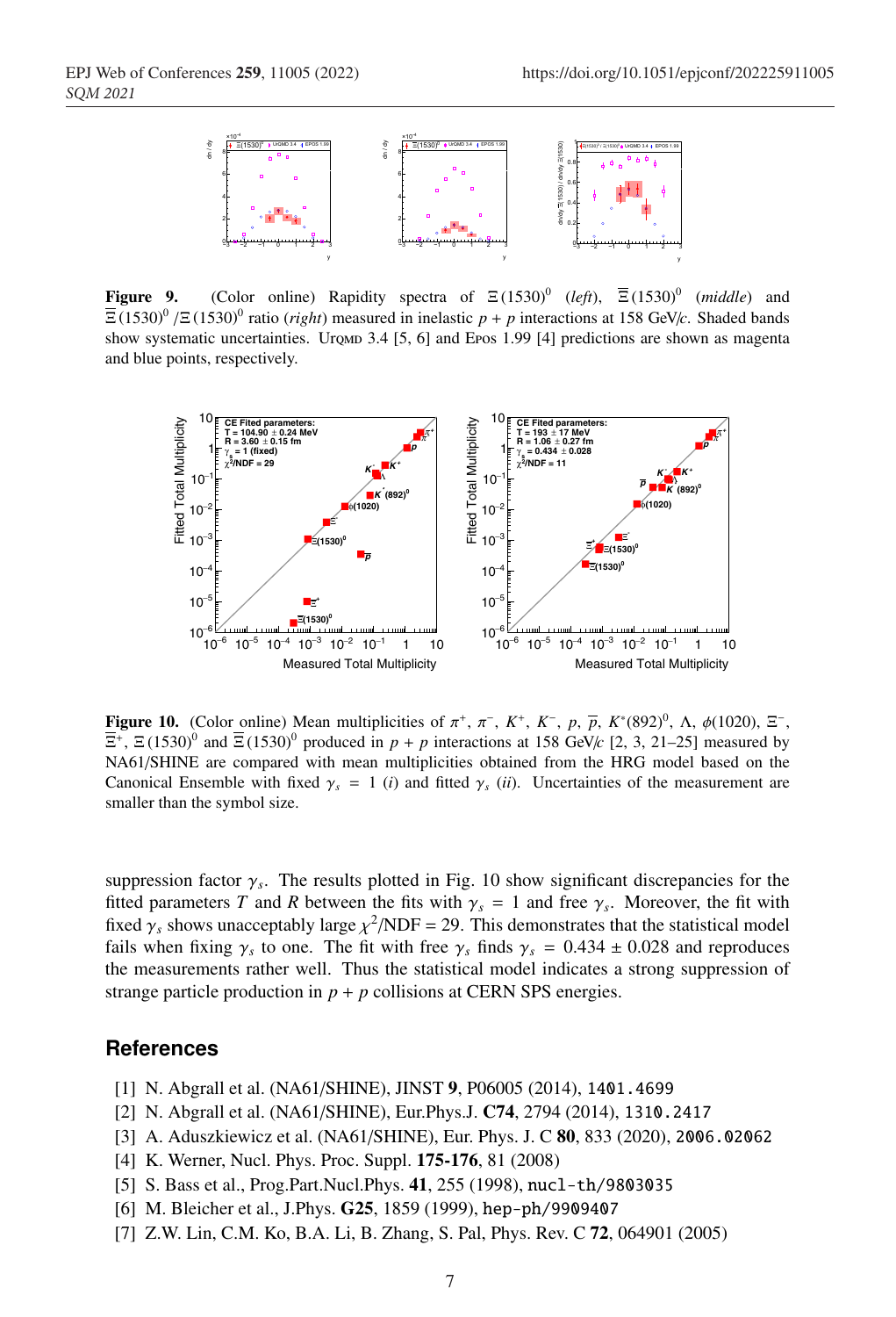**Figure 9.** (Color online) Rapidity spectra of $\Xi(1530)^0$ (*left*), $\overline{\Xi}(1530)^0$ (*middle*) and $\overline{\Xi}(1530)^0/\Xi(1530)^0$ ratio (*right*) measured in inelastic $p+p$ interactions at 158 GeV/$c$. Shaded bands show systematic uncertainties. UrQMD 3.4 [5, 6] and Epos 1.99 [4] predictions are shown as magenta and blue points, respectively.

**Figure 10.** (Color online) Mean multiplicities of $\pi^+$, $\pi^-$, $K^+$, $K^-$, $p$, $\overline{p}$, $K^*(892)^0$, $\Lambda$, $\phi(1020)$, $\Xi^-$, $\overline{\Xi}^+$, $\Xi(1530)^0$ and $\overline{\Xi}(1530)^0$ produced in $p+p$ interactions at 158 GeV/$c$ [2, 3, 21–25] measured by NA61/SHINE are compared with mean multiplicities obtained from the HRG model based on the Canonical Ensemble with fixed $\gamma_s = 1$ (*i*) and fitted $\gamma_s$ (*ii*). Uncertainties of the measurement are smaller than the symbol size.

suppression factor $\gamma_s$. The results plotted in Fig. 10 show significant discrepancies for the fitted parameters $T$ and $R$ between the fits with $\gamma_s = 1$ and free $\gamma_s$. Moreover, the fit with fixed $\gamma_s$ shows unacceptably large $\chi^2$/NDF = 29. This demonstrates that the statistical model fails when fixing $\gamma_s$ to one. The fit with free $\gamma_s$ finds $\gamma_s = 0.434 \pm 0.028$ and reproduces the measurements rather well. Thus the statistical model indicates a strong suppression of strange particle production in $p+p$ collisions at CERN SPS energies.

## References

[1] N. Abgrall et al. (NA61/SHINE), JINST **9**, P06005 (2014), 1401.4699

[2] N. Abgrall et al. (NA61/SHINE), Eur.Phys.J. **C74**, 2794 (2014), 1310.2417

[3] A. Aduszkiewicz et al. (NA61/SHINE), Eur. Phys. J. C **80**, 833 (2020), 2006.02062

[4] K. Werner, Nucl. Phys. Proc. Suppl. **175-176**, 81 (2008)

[5] S. Bass et al., Prog.Part.Nucl.Phys. **41**, 255 (1998), nucl-th/9803035

[6] M. Bleicher et al., J.Phys. **G25**, 1859 (1999), hep-ph/9909407

[7] Z.W. Lin, C.M. Ko, B.A. Li, B. Zhang, S. Pal, Phys. Rev. C **72**, 064901 (2005)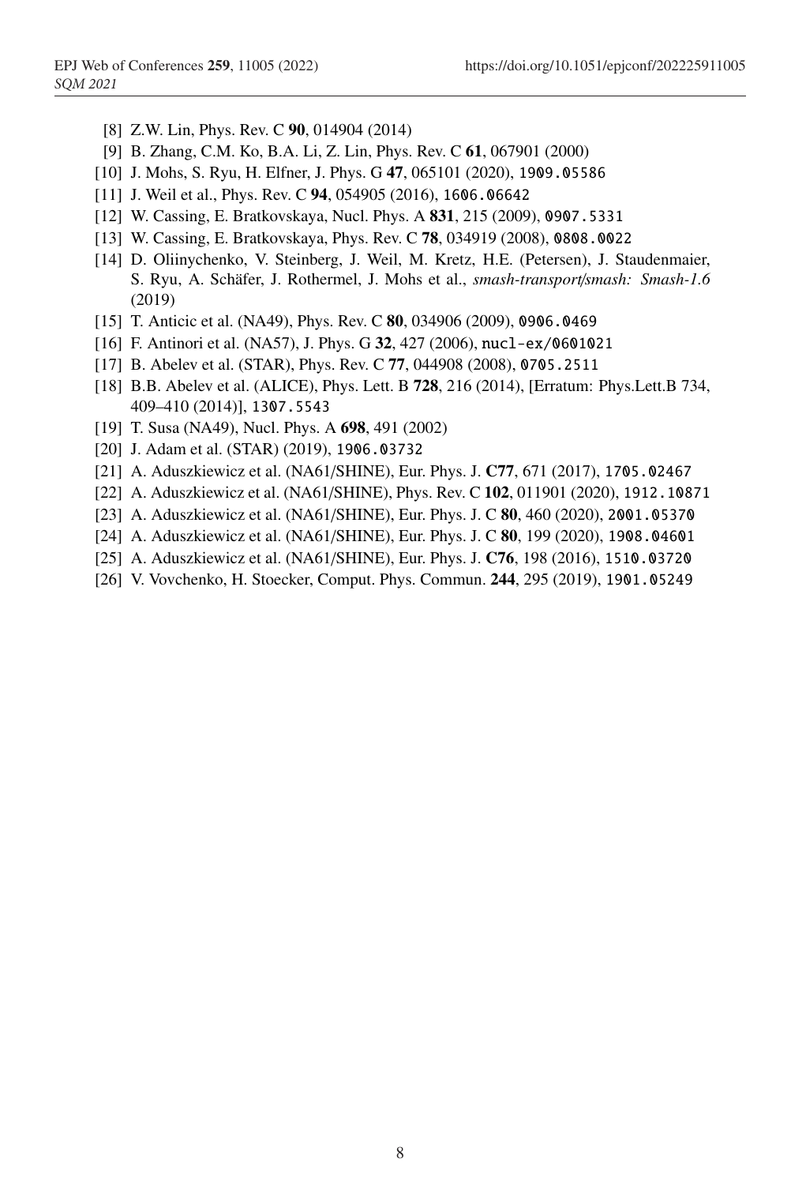[8] Z.W. Lin, Phys. Rev. C **90**, 014904 (2014)

[9] B. Zhang, C.M. Ko, B.A. Li, Z. Lin, Phys. Rev. C **61**, 067901 (2000)

[10] J. Mohs, S. Ryu, H. Elfner, J. Phys. G **47**, 065101 (2020), 1909.05586

[11] J. Weil et al., Phys. Rev. C **94**, 054905 (2016), 1606.06642

[12] W. Cassing, E. Bratkovskaya, Nucl. Phys. A **831**, 215 (2009), 0907.5331

[13] W. Cassing, E. Bratkovskaya, Phys. Rev. C **78**, 034919 (2008), 0808.0022

[14] D. Oliinychenko, V. Steinberg, J. Weil, M. Kretz, H.E. (Petersen), J. Staudenmaier, S. Ryu, A. Schäfer, J. Rothermel, J. Mohs et al., *smash-transport/smash: Smash-1.6* (2019)

[15] T. Anticic et al. (NA49), Phys. Rev. C **80**, 034906 (2009), 0906.0469

[16] F. Antinori et al. (NA57), J. Phys. G **32**, 427 (2006), nucl-ex/0601021

[17] B. Abelev et al. (STAR), Phys. Rev. C **77**, 044908 (2008), 0705.2511

[18] B.B. Abelev et al. (ALICE), Phys. Lett. B **728**, 216 (2014), [Erratum: Phys.Lett.B 734, 409–410 (2014)], 1307.5543

[19] T. Susa (NA49), Nucl. Phys. A **698**, 491 (2002)

[20] J. Adam et al. (STAR) (2019), 1906.03732

[21] A. Aduszkiewicz et al. (NA61/SHINE), Eur. Phys. J. **C77**, 671 (2017), 1705.02467

[22] A. Aduszkiewicz et al. (NA61/SHINE), Phys. Rev. C **102**, 011901 (2020), 1912.10871

[23] A. Aduszkiewicz et al. (NA61/SHINE), Eur. Phys. J. C **80**, 460 (2020), 2001.05370

[24] A. Aduszkiewicz et al. (NA61/SHINE), Eur. Phys. J. C **80**, 199 (2020), 1908.04601

[25] A. Aduszkiewicz et al. (NA61/SHINE), Eur. Phys. J. **C76**, 198 (2016), 1510.03720

[26] V. Vovchenko, H. Stoecker, Comput. Phys. Commun. **244**, 295 (2019), 1901.05249